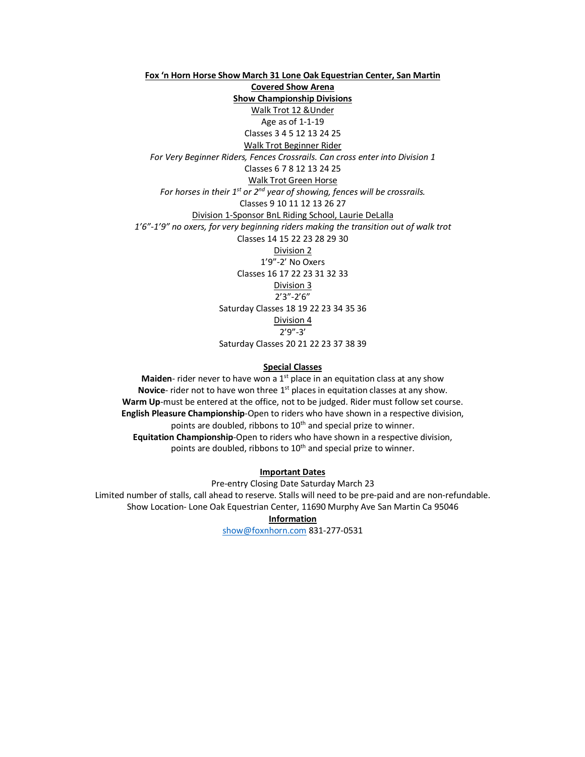**Fox 'n Horn Horse Show March 31 Lone Oak Equestrian Center, San Martin**

**Covered Show Arena**

**Show Championship Divisions**

Walk Trot 12 &Under

Age as of 1-1-19

Classes 3 4 5 12 13 24 25

Walk Trot Beginner Rider

*For Very Beginner Riders, Fences Crossrails. Can cross enter into Division 1*

Classes 6 7 8 12 13 24 25

Walk Trot Green Horse

*For horses in their 1st or 2nd year of showing, fences will be crossrails.*

Classes 9 10 11 12 13 26 27

Division 1-Sponsor BnL Riding School, Laurie DeLalla

*1'6"-1'9" no oxers, for very beginning riders making the transition out of walk trot*

Classes 14 15 22 23 28 29 30

Division 2

1'9"-2' No Oxers

Classes 16 17 22 23 31 32 33

Division 3

2'3"-2'6"

Saturday Classes 18 19 22 23 34 35 36

Division 4

2'9"-3'

Saturday Classes 20 21 22 23 37 38 39

**Special Classes**

**Maiden**- rider never to have won a 1st place in an equitation class at any show

**Novice**- rider not to have won three 1st places in equitation classes at any show.

**Warm Up**-must be entered at the office, not to be judged. Rider must follow set course.

**English Pleasure Championship**-Open to riders who have shown in a respective division, points are doubled, ribbons to 10th and special prize to winner.

**Equitation Championship**-Open to riders who have shown in a respective division, points are doubled, ribbons to 10th and special prize to winner.

**Important Dates**

Pre-entry Closing Date Saturday March 23

Limited number of stalls, call ahead to reserve. Stalls will need to be pre-paid and are non-refundable.

Show Location- Lone Oak Equestrian Center, 11690 Murphy Ave San Martin Ca 95046

**Information**

show@foxnhorn.com 831-277-0531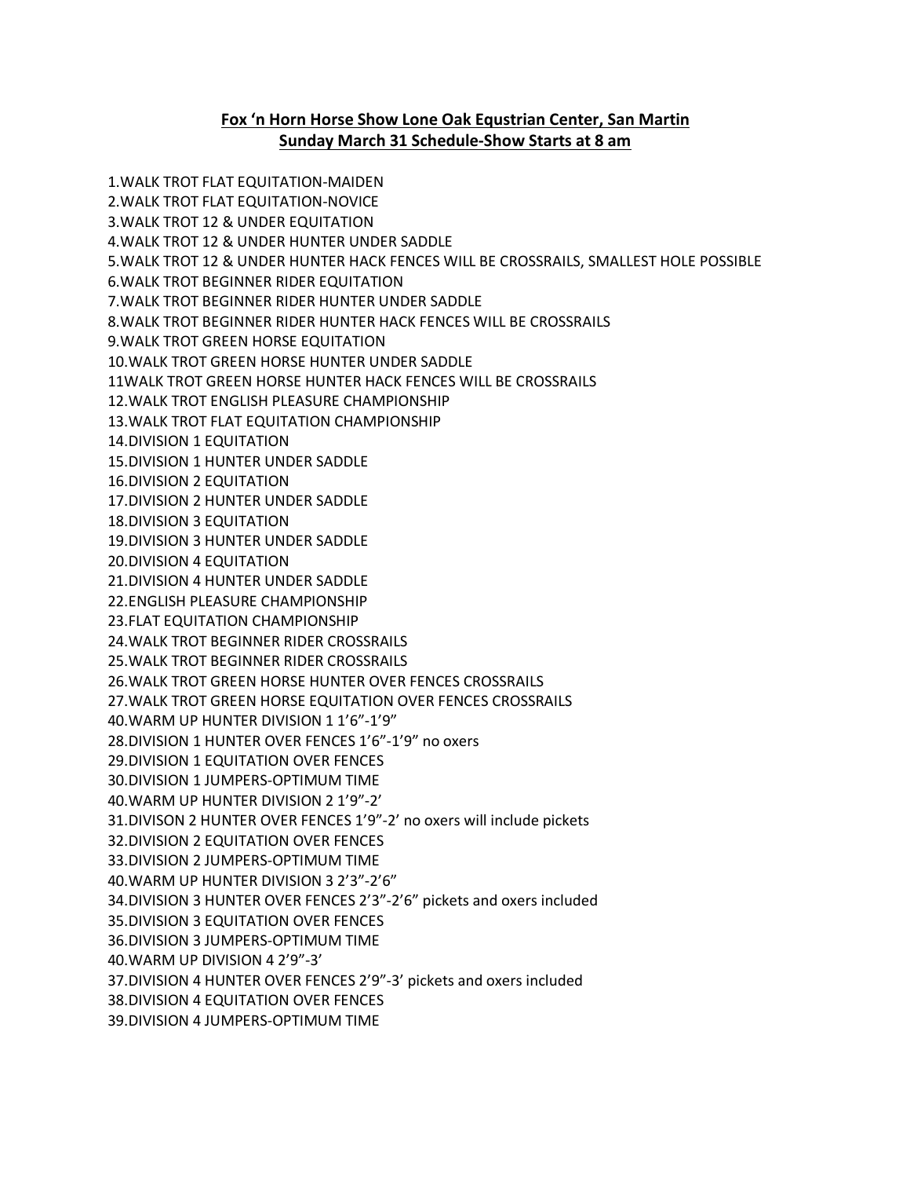**Fox 'n Horn Horse Show Lone Oak Equstrian Center, San Martin**
**Sunday March 31 Schedule-Show Starts at 8 am**

1.WALK TROT FLAT EQUITATION-MAIDEN
2.WALK TROT FLAT EQUITATION-NOVICE
3.WALK TROT 12 & UNDER EQUITATION
4.WALK TROT 12 & UNDER HUNTER UNDER SADDLE
5.WALK TROT 12 & UNDER HUNTER HACK FENCES WILL BE CROSSRAILS, SMALLEST HOLE POSSIBLE
6.WALK TROT BEGINNER RIDER EQUITATION
7.WALK TROT BEGINNER RIDER HUNTER UNDER SADDLE
8.WALK TROT BEGINNER RIDER HUNTER HACK FENCES WILL BE CROSSRAILS
9.WALK TROT GREEN HORSE EQUITATION
10.WALK TROT GREEN HORSE HUNTER UNDER SADDLE
11WALK TROT GREEN HORSE HUNTER HACK FENCES WILL BE CROSSRAILS
12.WALK TROT ENGLISH PLEASURE CHAMPIONSHIP
13.WALK TROT FLAT EQUITATION CHAMPIONSHIP
14.DIVISION 1 EQUITATION
15.DIVISION 1 HUNTER UNDER SADDLE
16.DIVISION 2 EQUITATION
17.DIVISION 2 HUNTER UNDER SADDLE
18.DIVISION 3 EQUITATION
19.DIVISION 3 HUNTER UNDER SADDLE
20.DIVISION 4 EQUITATION
21.DIVISION 4 HUNTER UNDER SADDLE
22.ENGLISH PLEASURE CHAMPIONSHIP
23.FLAT EQUITATION CHAMPIONSHIP
24.WALK TROT BEGINNER RIDER CROSSRAILS
25.WALK TROT BEGINNER RIDER CROSSRAILS
26.WALK TROT GREEN HORSE HUNTER OVER FENCES CROSSRAILS
27.WALK TROT GREEN HORSE EQUITATION OVER FENCES CROSSRAILS
40.WARM UP HUNTER DIVISION 1 1'6"-1'9"
28.DIVISION 1 HUNTER OVER FENCES 1'6"-1'9" no oxers
29.DIVISION 1 EQUITATION OVER FENCES
30.DIVISION 1 JUMPERS-OPTIMUM TIME
40.WARM UP HUNTER DIVISION 2 1'9"-2'
31.DIVISON 2 HUNTER OVER FENCES 1'9"-2' no oxers will include pickets
32.DIVISION 2 EQUITATION OVER FENCES
33.DIVISION 2 JUMPERS-OPTIMUM TIME
40.WARM UP HUNTER DIVISION 3 2'3"-2'6"
34.DIVISION 3 HUNTER OVER FENCES 2'3"-2'6" pickets and oxers included
35.DIVISION 3 EQUITATION OVER FENCES
36.DIVISION 3 JUMPERS-OPTIMUM TIME
40.WARM UP DIVISION 4 2'9"-3'
37.DIVISION 4 HUNTER OVER FENCES 2'9"-3' pickets and oxers included
38.DIVISION 4 EQUITATION OVER FENCES
39.DIVISION 4 JUMPERS-OPTIMUM TIME